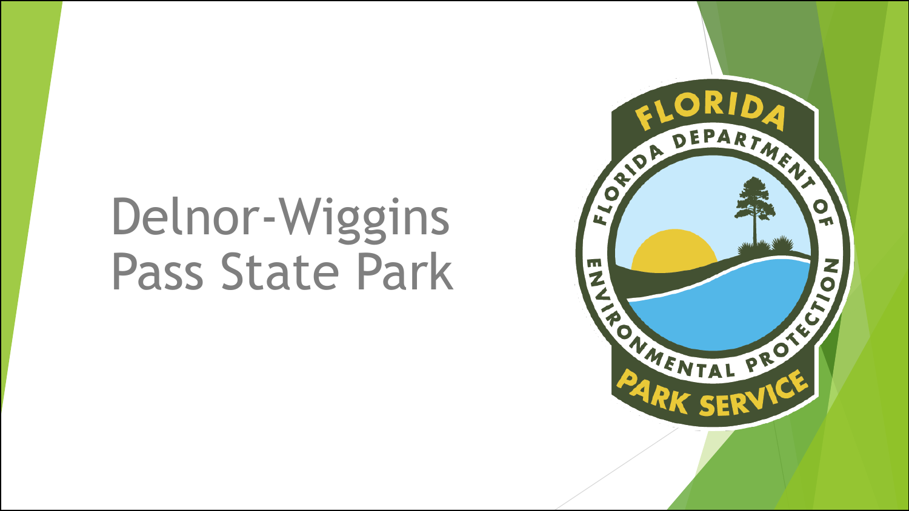# Delnor-Wiggins Pass State Park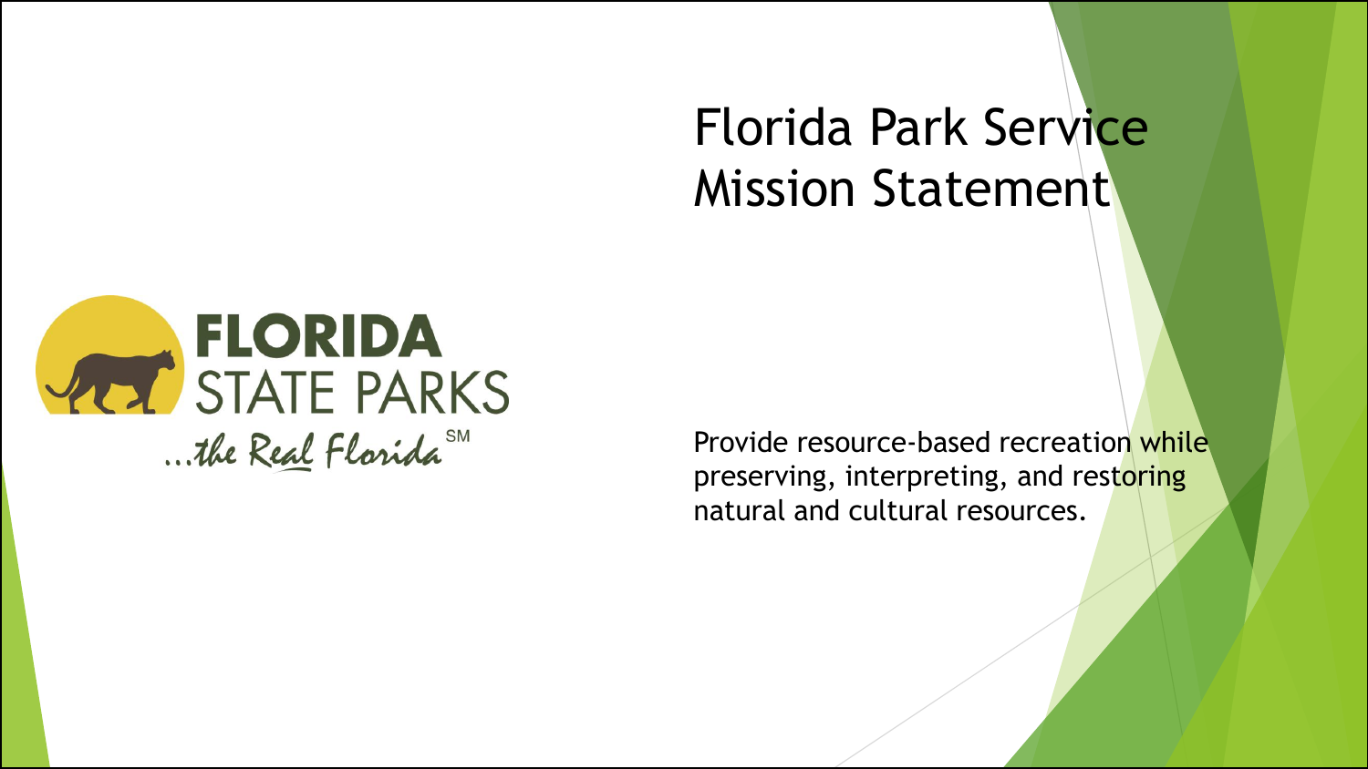# Florida Park Service Mission Statement

FLORIDA STATE PARKS

...the Real Florida SM

Provide resource-based recreation while preserving, interpreting, and restoring natural and cultural resources.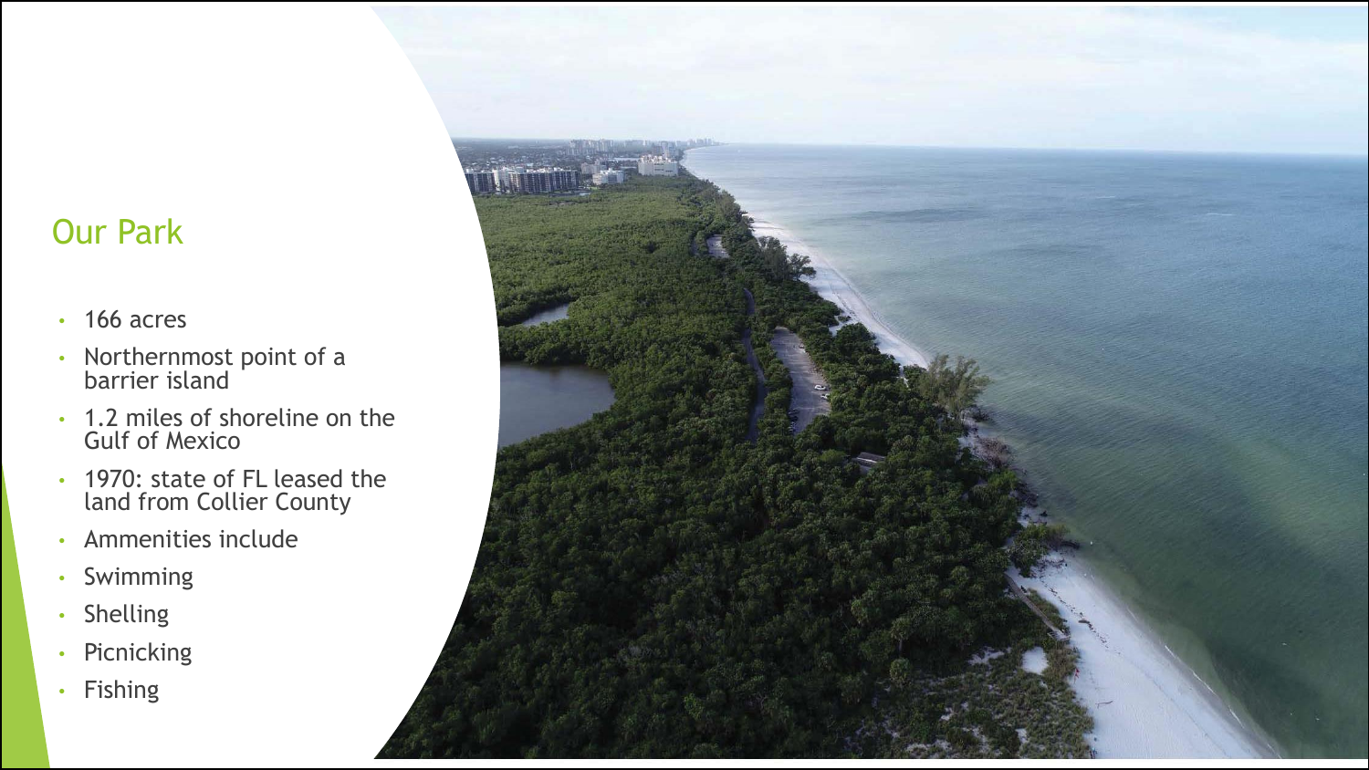## Our Park

- 166 acres
- Northernmost point of a barrier island
- 1.2 miles of shoreline on the Gulf of Mexico
- 1970: state of FL leased the land from Collier County
- Ammenities include
- Swimming
- Shelling
- Picnicking
- Fishing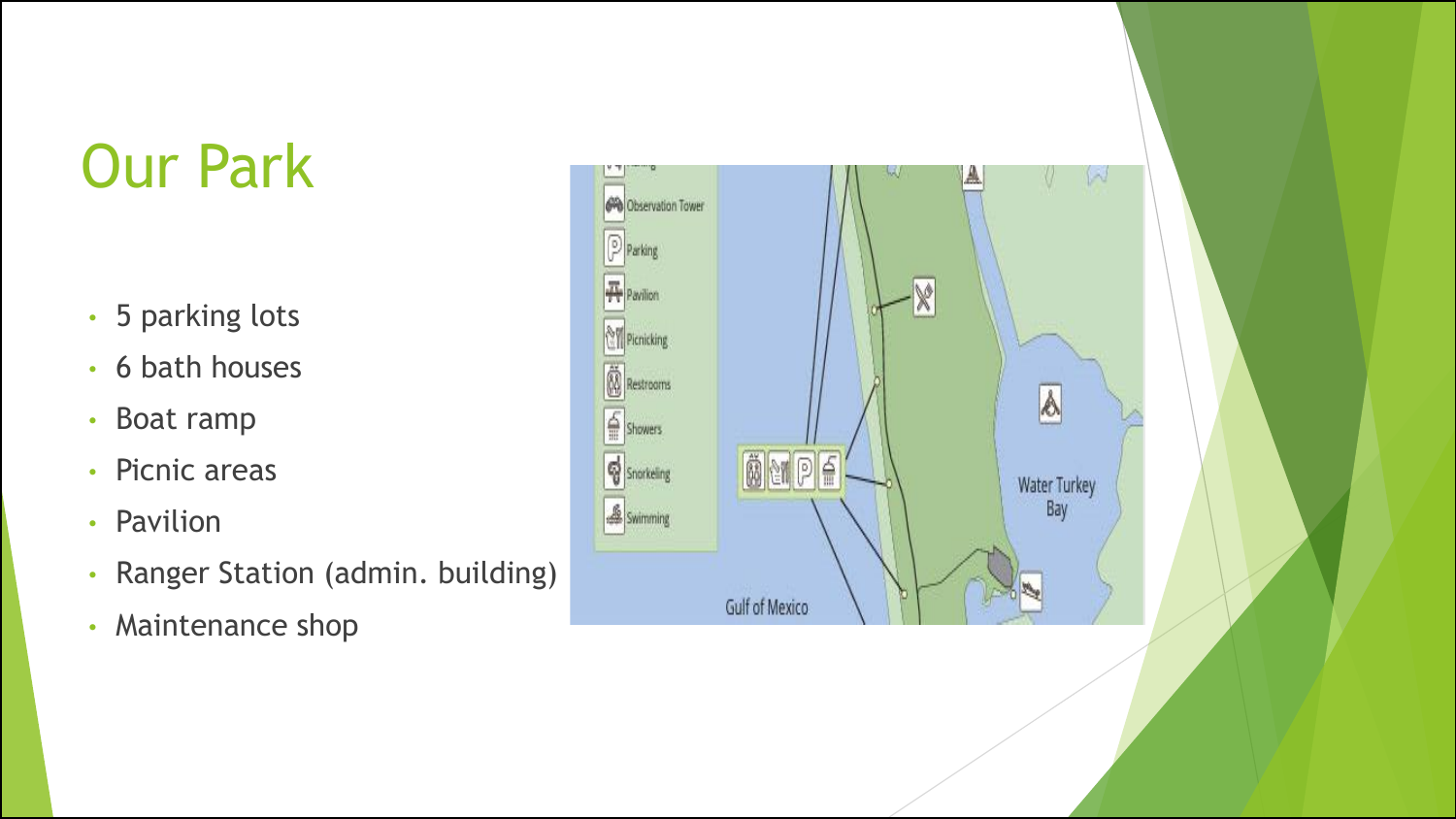# Our Park

- 5 parking lots
- 6 bath houses
- Boat ramp
- Picnic areas
- Pavilion
- Ranger Station (admin. building)
- Maintenance shop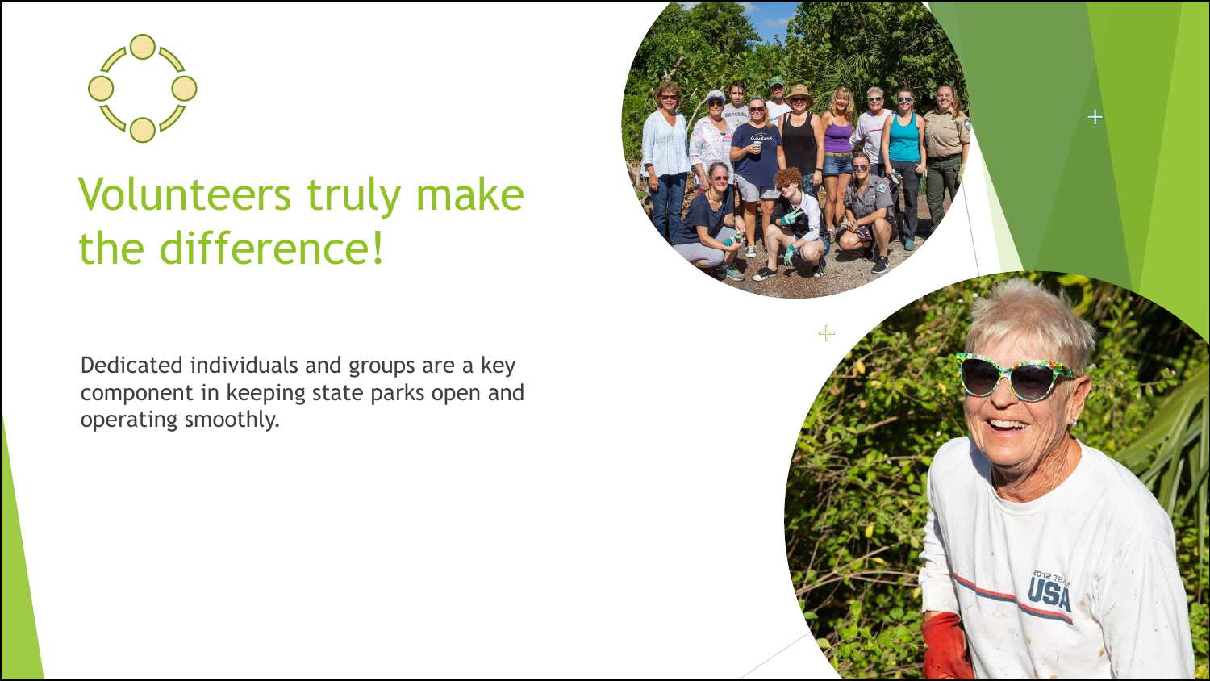# Volunteers truly make the difference!

Dedicated individuals and groups are a key component in keeping state parks open and operating smoothly.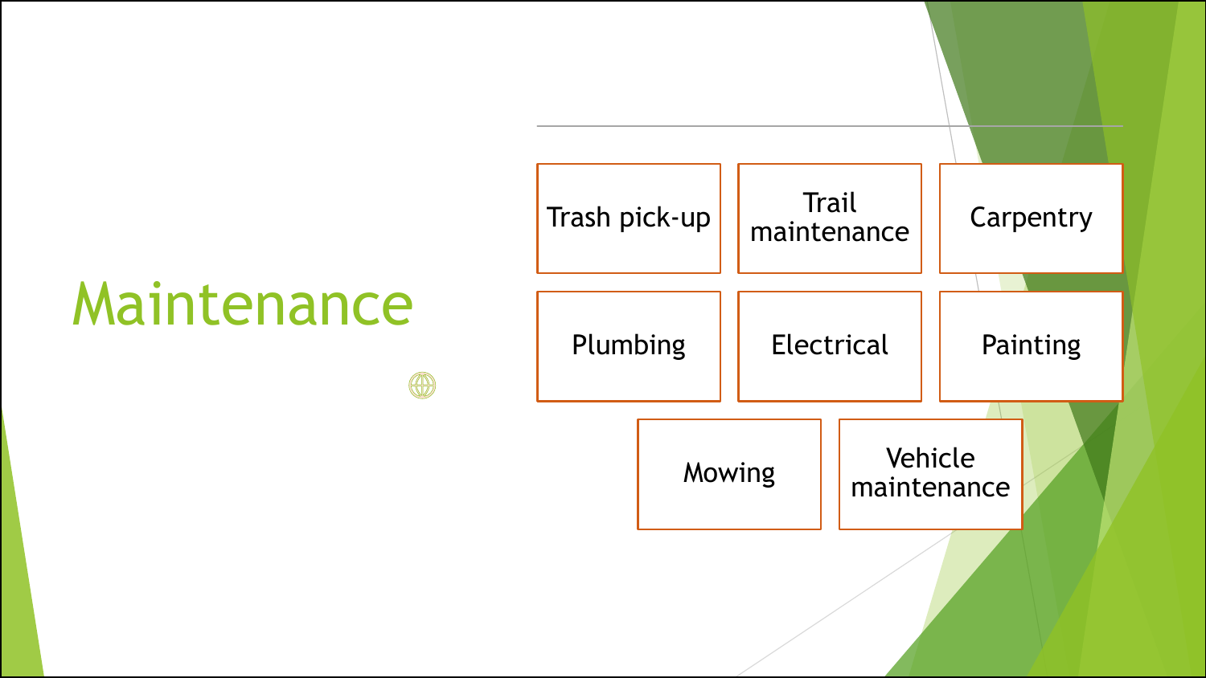# Maintenance

- Trash pick-up
- Trail maintenance
- Carpentry
- Plumbing
- Electrical
- Painting
- Mowing
- Vehicle maintenance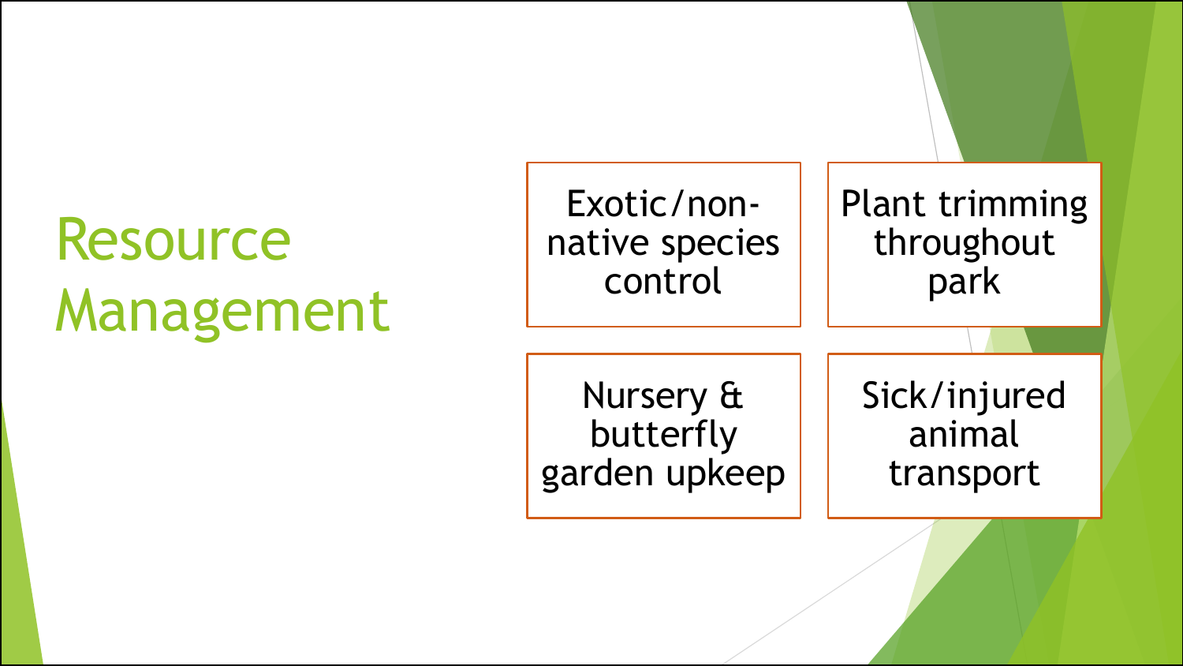# Resource Management

- Exotic/non-native species control
- Plant trimming throughout park
- Nursery & butterfly garden upkeep
- Sick/injured animal transport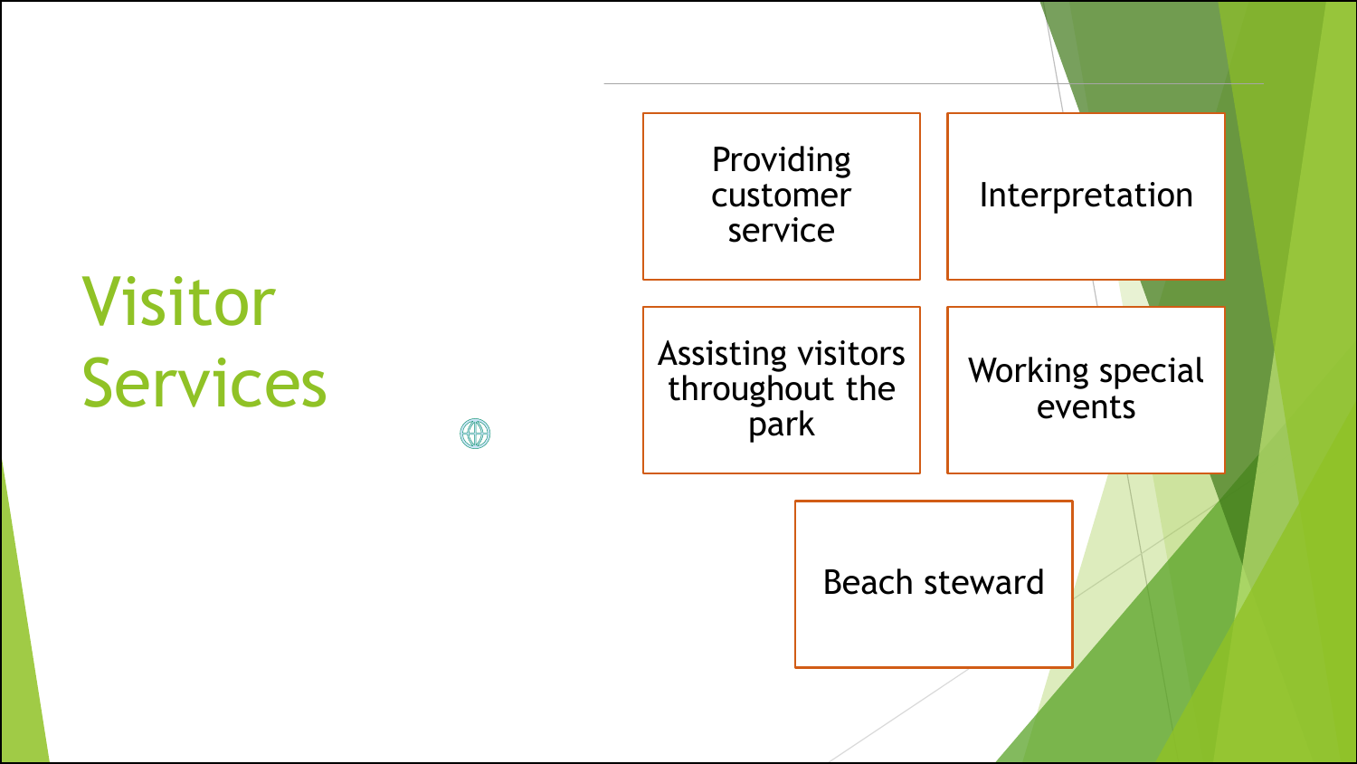# Visitor Services

- Providing customer service
- Interpretation
- Assisting visitors throughout the park
- Working special events
- Beach steward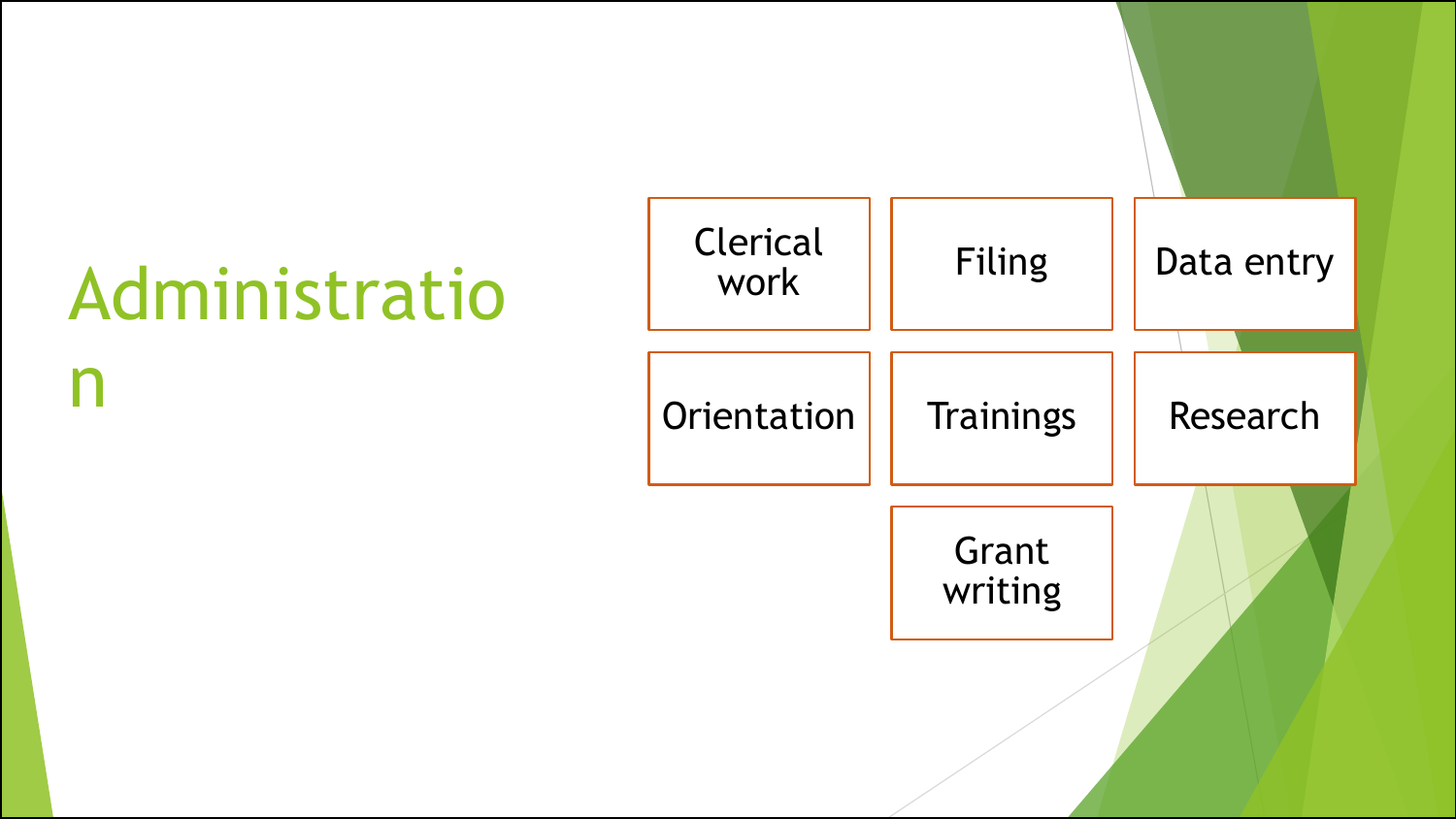# Administration

- Clerical work
- Filing
- Data entry
- Orientation
- Trainings
- Research
- Grant writing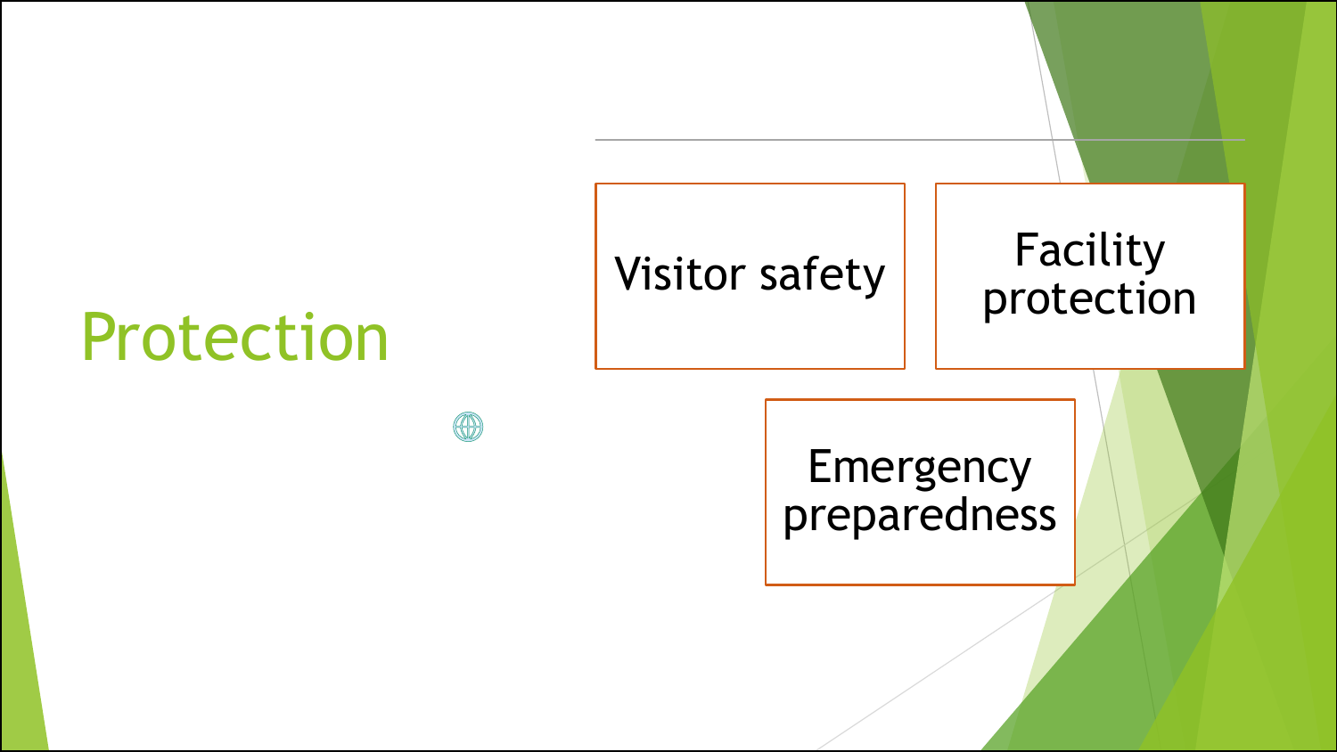# Protection

- Visitor safety
- Facility protection
- Emergency preparedness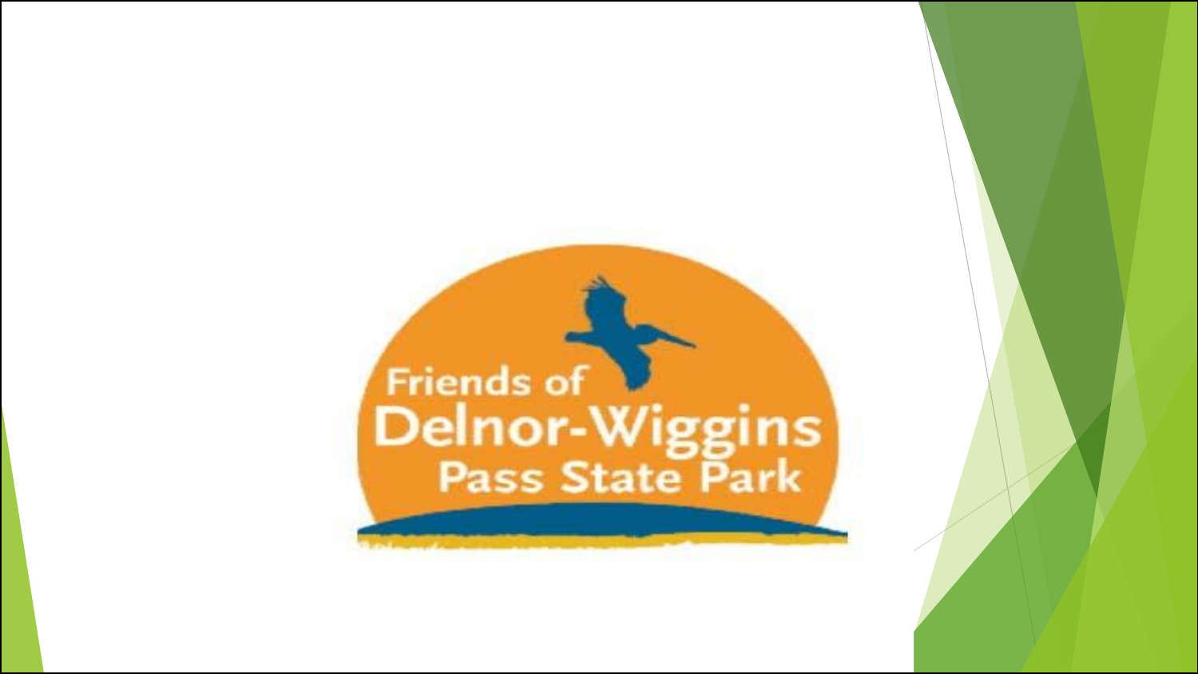Friends of
Delnor-Wiggins
Pass State Park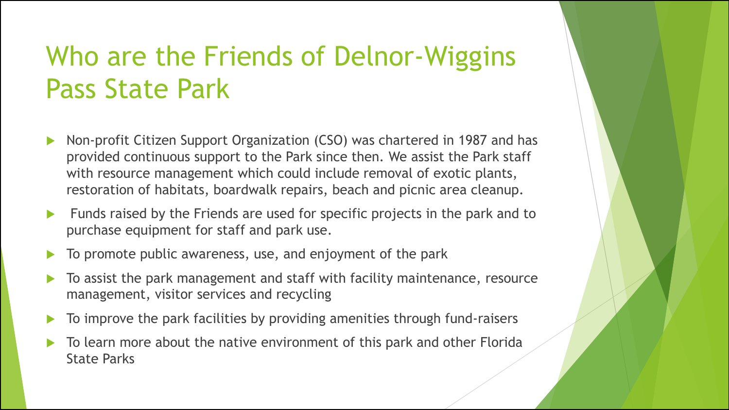# Who are the Friends of Delnor-Wiggins Pass State Park

- Non-profit Citizen Support Organization (CSO) was chartered in 1987 and has provided continuous support to the Park since then. We assist the Park staff with resource management which could include removal of exotic plants, restoration of habitats, boardwalk repairs, beach and picnic area cleanup.
- Funds raised by the Friends are used for specific projects in the park and to purchase equipment for staff and park use.
- To promote public awareness, use, and enjoyment of the park
- To assist the park management and staff with facility maintenance, resource management, visitor services and recycling
- To improve the park facilities by providing amenities through fund-raisers
- To learn more about the native environment of this park and other Florida State Parks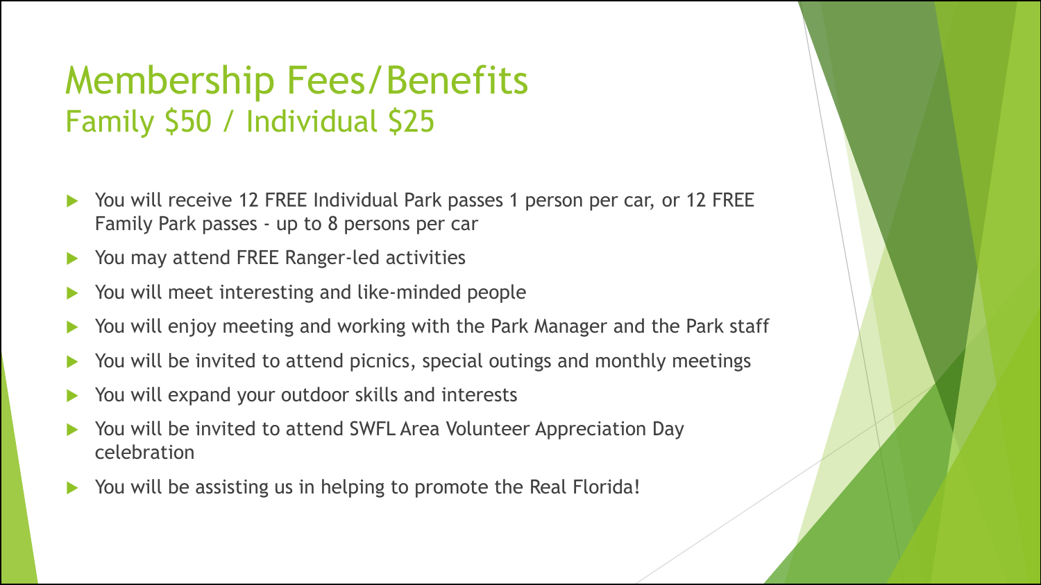# Membership Fees/Benefits
## Family $50 / Individual $25

- You will receive 12 FREE Individual Park passes 1 person per car, or 12 FREE Family Park passes - up to 8 persons per car
- You may attend FREE Ranger-led activities
- You will meet interesting and like-minded people
- You will enjoy meeting and working with the Park Manager and the Park staff
- You will be invited to attend picnics, special outings and monthly meetings
- You will expand your outdoor skills and interests
- You will be invited to attend SWFL Area Volunteer Appreciation Day celebration
- You will be assisting us in helping to promote the Real Florida!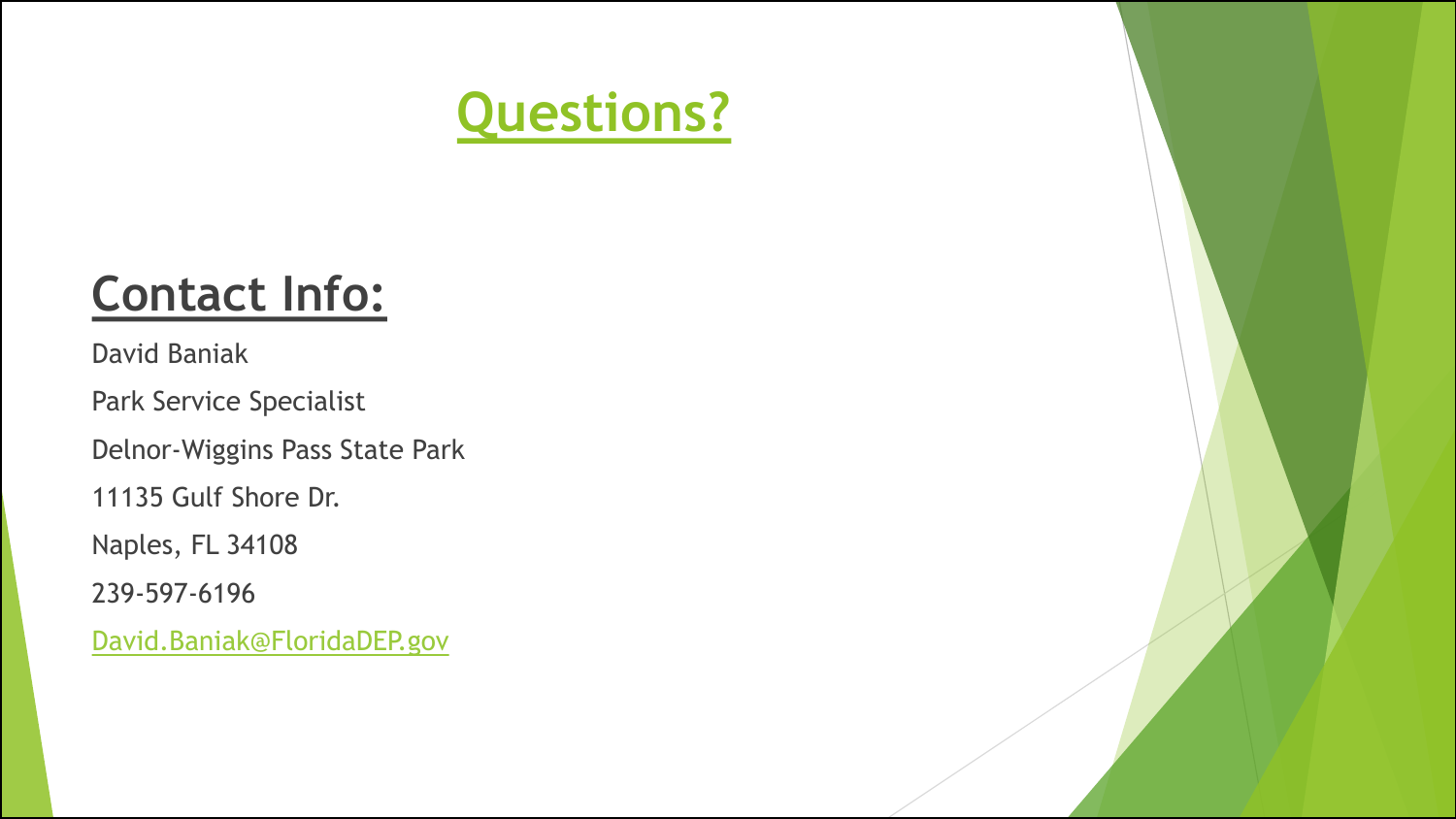# Questions?

## Contact Info:

David Baniak

Park Service Specialist

Delnor-Wiggins Pass State Park

11135 Gulf Shore Dr.

Naples, FL 34108

239-597-6196

David.Baniak@FloridaDEP.gov